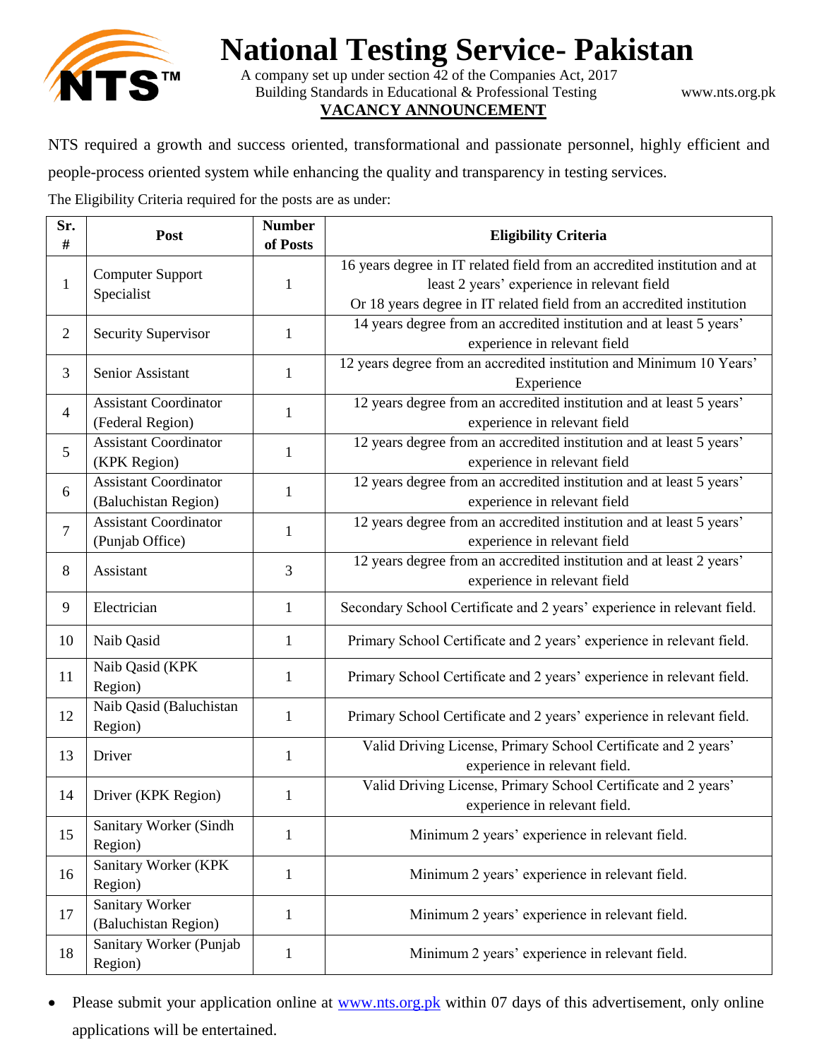# National Testing Service- Pakistan

A company set up under section 42 of the Companies Act, 2017
Building Standards in Educational & Professional Testing
www.nts.org.pk

**VACANCY ANNOUNCEMENT**

NTS required a growth and success oriented, transformational and passionate personnel, highly efficient and people-process oriented system while enhancing the quality and transparency in testing services.

The Eligibility Criteria required for the posts are as under:

| Sr. # | Post | Number of Posts | Eligibility Criteria |
|---|---|---|---|
| 1 | Computer Support Specialist | 1 | 16 years degree in IT related field from an accredited institution and at least 2 years' experience in relevant field Or 18 years degree in IT related field from an accredited institution |
| 2 | Security Supervisor | 1 | 14 years degree from an accredited institution and at least 5 years' experience in relevant field |
| 3 | Senior Assistant | 1 | 12 years degree from an accredited institution and Minimum 10 Years' Experience |
| 4 | Assistant Coordinator (Federal Region) | 1 | 12 years degree from an accredited institution and at least 5 years' experience in relevant field |
| 5 | Assistant Coordinator (KPK Region) | 1 | 12 years degree from an accredited institution and at least 5 years' experience in relevant field |
| 6 | Assistant Coordinator (Baluchistan Region) | 1 | 12 years degree from an accredited institution and at least 5 years' experience in relevant field |
| 7 | Assistant Coordinator (Punjab Office) | 1 | 12 years degree from an accredited institution and at least 5 years' experience in relevant field |
| 8 | Assistant | 3 | 12 years degree from an accredited institution and at least 2 years' experience in relevant field |
| 9 | Electrician | 1 | Secondary School Certificate and 2 years' experience in relevant field. |
| 10 | Naib Qasid | 1 | Primary School Certificate and 2 years' experience in relevant field. |
| 11 | Naib Qasid (KPK Region) | 1 | Primary School Certificate and 2 years' experience in relevant field. |
| 12 | Naib Qasid (Baluchistan Region) | 1 | Primary School Certificate and 2 years' experience in relevant field. |
| 13 | Driver | 1 | Valid Driving License, Primary School Certificate and 2 years' experience in relevant field. |
| 14 | Driver (KPK Region) | 1 | Valid Driving License, Primary School Certificate and 2 years' experience in relevant field. |
| 15 | Sanitary Worker (Sindh Region) | 1 | Minimum 2 years' experience in relevant field. |
| 16 | Sanitary Worker (KPK Region) | 1 | Minimum 2 years' experience in relevant field. |
| 17 | Sanitary Worker (Baluchistan Region) | 1 | Minimum 2 years' experience in relevant field. |
| 18 | Sanitary Worker (Punjab Region) | 1 | Minimum 2 years' experience in relevant field. |

- Please submit your application online at www.nts.org.pk within 07 days of this advertisement, only online applications will be entertained.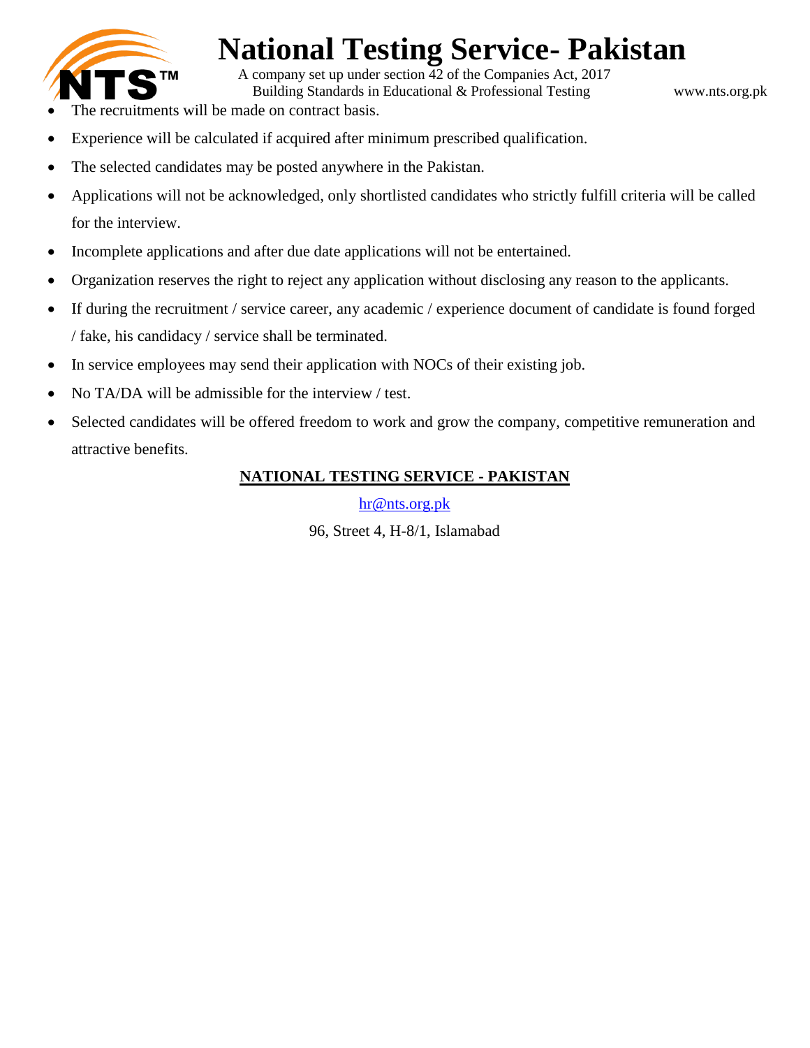- The recruitments will be made on contract basis.
- Experience will be calculated if acquired after minimum prescribed qualification.
- The selected candidates may be posted anywhere in the Pakistan.
- Applications will not be acknowledged, only shortlisted candidates who strictly fulfill criteria will be called for the interview.
- Incomplete applications and after due date applications will not be entertained.
- Organization reserves the right to reject any application without disclosing any reason to the applicants.
- If during the recruitment / service career, any academic / experience document of candidate is found forged / fake, his candidacy / service shall be terminated.
- In service employees may send their application with NOCs of their existing job.
- No TA/DA will be admissible for the interview / test.
- Selected candidates will be offered freedom to work and grow the company, competitive remuneration and attractive benefits.

**NATIONAL TESTING SERVICE - PAKISTAN**

hr@nts.org.pk

96, Street 4, H-8/1, Islamabad